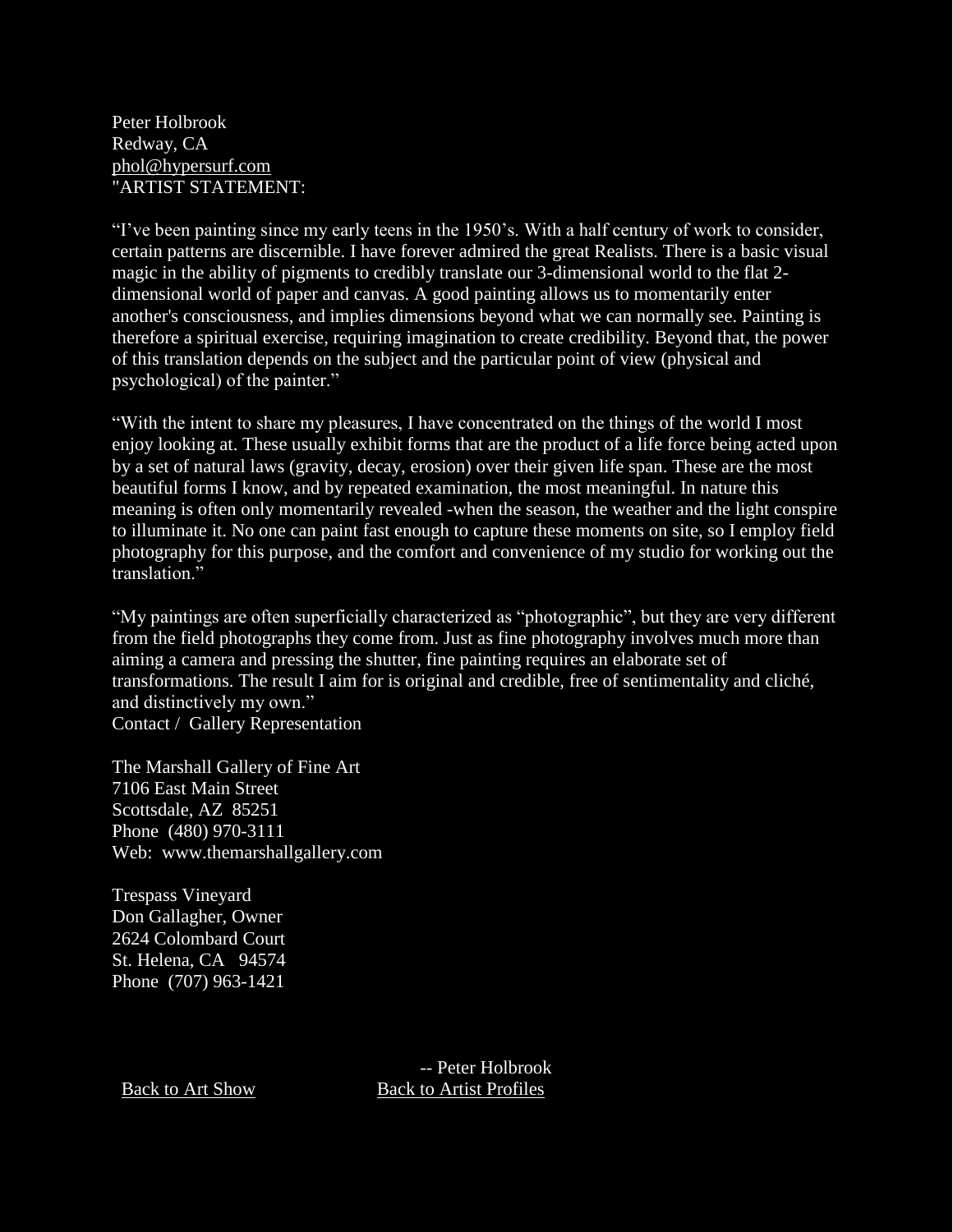Peter Holbrook
Redway, CA
phol@hypersurf.com
"ARTIST STATEMENT:

"I've been painting since my early teens in the 1950's. With a half century of work to consider, certain patterns are discernible. I have forever admired the great Realists. There is a basic visual magic in the ability of pigments to credibly translate our 3-dimensional world to the flat 2-dimensional world of paper and canvas. A good painting allows us to momentarily enter another's consciousness, and implies dimensions beyond what we can normally see. Painting is therefore a spiritual exercise, requiring imagination to create credibility. Beyond that, the power of this translation depends on the subject and the particular point of view (physical and psychological) of the painter."

"With the intent to share my pleasures, I have concentrated on the things of the world I most enjoy looking at. These usually exhibit forms that are the product of a life force being acted upon by a set of natural laws (gravity, decay, erosion) over their given life span. These are the most beautiful forms I know, and by repeated examination, the most meaningful. In nature this meaning is often only momentarily revealed -when the season, the weather and the light conspire to illuminate it. No one can paint fast enough to capture these moments on site, so I employ field photography for this purpose, and the comfort and convenience of my studio for working out the translation."

"My paintings are often superficially characterized as "photographic", but they are very different from the field photographs they come from. Just as fine photography involves much more than aiming a camera and pressing the shutter, fine painting requires an elaborate set of transformations. The result I aim for is original and credible, free of sentimentality and cliché, and distinctively my own."
Contact / Gallery Representation

The Marshall Gallery of Fine Art
7106 East Main Street
Scottsdale, AZ 85251
Phone (480) 970-3111
Web: www.themarshallgallery.com

Trespass Vineyard
Don Gallagher, Owner
2624 Colombard Court
St. Helena, CA 94574
Phone (707) 963-1421

-- Peter Holbrook

Back to Art Show Back to Artist Profiles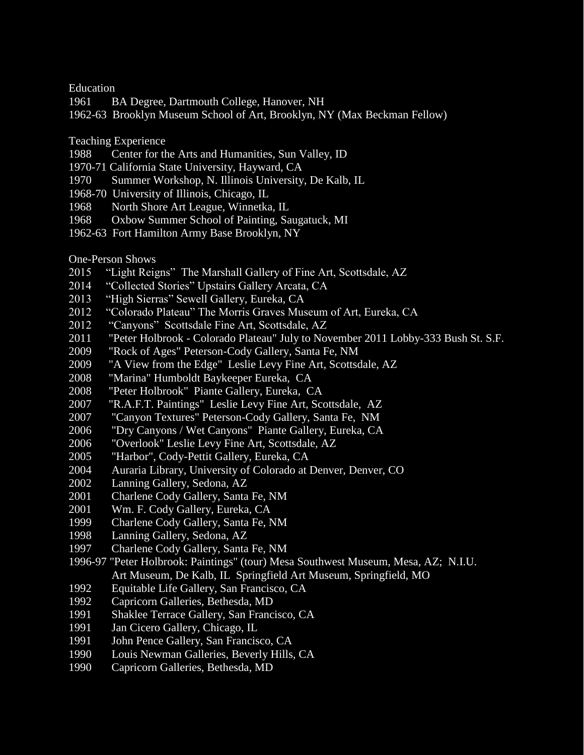## Education

1961 BA Degree, Dartmouth College, Hanover, NH
1962-63 Brooklyn Museum School of Art, Brooklyn, NY (Max Beckman Fellow)

## Teaching Experience

1988 Center for the Arts and Humanities, Sun Valley, ID
1970-71 California State University, Hayward, CA
1970 Summer Workshop, N. Illinois University, De Kalb, IL
1968-70 University of Illinois, Chicago, IL
1968 North Shore Art League, Winnetka, IL
1968 Oxbow Summer School of Painting, Saugatuck, MI
1962-63 Fort Hamilton Army Base Brooklyn, NY

## One-Person Shows

2015 "Light Reigns" The Marshall Gallery of Fine Art, Scottsdale, AZ
2014 "Collected Stories" Upstairs Gallery Arcata, CA
2013 "High Sierras" Sewell Gallery, Eureka, CA
2012 "Colorado Plateau" The Morris Graves Museum of Art, Eureka, CA
2012 "Canyons" Scottsdale Fine Art, Scottsdale, AZ
2011 "Peter Holbrook - Colorado Plateau" July to November 2011 Lobby-333 Bush St. S.F.
2009 "Rock of Ages" Peterson-Cody Gallery, Santa Fe, NM
2009 "A View from the Edge" Leslie Levy Fine Art, Scottsdale, AZ
2008 "Marina" Humboldt Baykeeper Eureka, CA
2008 "Peter Holbrook" Piante Gallery, Eureka, CA
2007 "R.A.F.T. Paintings" Leslie Levy Fine Art, Scottsdale, AZ
2007 "Canyon Textures" Peterson-Cody Gallery, Santa Fe, NM
2006 "Dry Canyons / Wet Canyons" Piante Gallery, Eureka, CA
2006 "Overlook" Leslie Levy Fine Art, Scottsdale, AZ
2005 "Harbor", Cody-Pettit Gallery, Eureka, CA
2004 Auraria Library, University of Colorado at Denver, Denver, CO
2002 Lanning Gallery, Sedona, AZ
2001 Charlene Cody Gallery, Santa Fe, NM
2001 Wm. F. Cody Gallery, Eureka, CA
1999 Charlene Cody Gallery, Santa Fe, NM
1998 Lanning Gallery, Sedona, AZ
1997 Charlene Cody Gallery, Santa Fe, NM
1996-97 "Peter Holbrook: Paintings" (tour) Mesa Southwest Museum, Mesa, AZ; N.I.U. Art Museum, De Kalb, IL Springfield Art Museum, Springfield, MO
1992 Equitable Life Gallery, San Francisco, CA
1992 Capricorn Galleries, Bethesda, MD
1991 Shaklee Terrace Gallery, San Francisco, CA
1991 Jan Cicero Gallery, Chicago, IL
1991 John Pence Gallery, San Francisco, CA
1990 Louis Newman Galleries, Beverly Hills, CA
1990 Capricorn Galleries, Bethesda, MD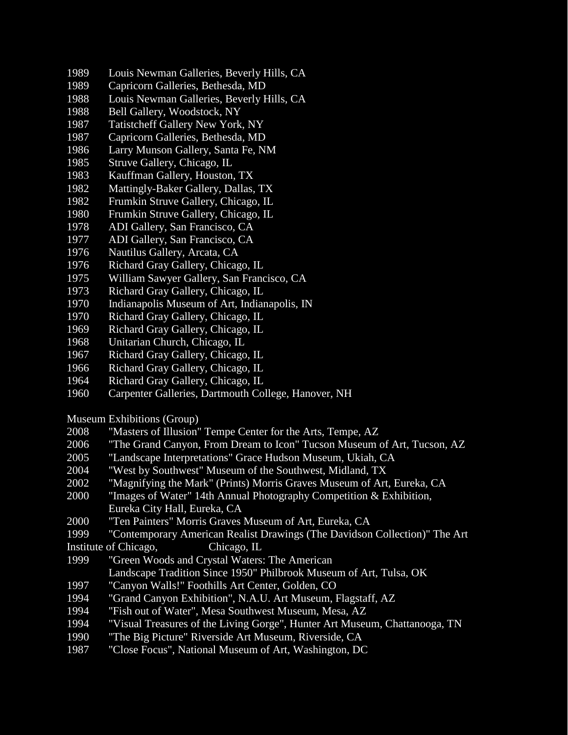1989 Louis Newman Galleries, Beverly Hills, CA
1989 Capricorn Galleries, Bethesda, MD
1988 Louis Newman Galleries, Beverly Hills, CA
1988 Bell Gallery, Woodstock, NY
1987 Tatistcheff Gallery New York, NY
1987 Capricorn Galleries, Bethesda, MD
1986 Larry Munson Gallery, Santa Fe, NM
1985 Struve Gallery, Chicago, IL
1983 Kauffman Gallery, Houston, TX
1982 Mattingly-Baker Gallery, Dallas, TX
1982 Frumkin Struve Gallery, Chicago, IL
1980 Frumkin Struve Gallery, Chicago, IL
1978 ADI Gallery, San Francisco, CA
1977 ADI Gallery, San Francisco, CA
1976 Nautilus Gallery, Arcata, CA
1976 Richard Gray Gallery, Chicago, IL
1975 William Sawyer Gallery, San Francisco, CA
1973 Richard Gray Gallery, Chicago, IL
1970 Indianapolis Museum of Art, Indianapolis, IN
1970 Richard Gray Gallery, Chicago, IL
1969 Richard Gray Gallery, Chicago, IL
1968 Unitarian Church, Chicago, IL
1967 Richard Gray Gallery, Chicago, IL
1966 Richard Gray Gallery, Chicago, IL
1964 Richard Gray Gallery, Chicago, IL
1960 Carpenter Galleries, Dartmouth College, Hanover, NH

Museum Exhibitions (Group)

2008 "Masters of Illusion" Tempe Center for the Arts, Tempe, AZ
2006 "The Grand Canyon, From Dream to Icon" Tucson Museum of Art, Tucson, AZ
2005 "Landscape Interpretations" Grace Hudson Museum, Ukiah, CA
2004 "West by Southwest" Museum of the Southwest, Midland, TX
2002 "Magnifying the Mark" (Prints) Morris Graves Museum of Art, Eureka, CA
2000 "Images of Water" 14th Annual Photography Competition & Exhibition, Eureka City Hall, Eureka, CA
2000 "Ten Painters" Morris Graves Museum of Art, Eureka, CA
1999 "Contemporary American Realist Drawings (The Davidson Collection)" The Art Institute of Chicago, Chicago, IL
1999 "Green Woods and Crystal Waters: The American Landscape Tradition Since 1950" Philbrook Museum of Art, Tulsa, OK
1997 "Canyon Walls!" Foothills Art Center, Golden, CO
1994 "Grand Canyon Exhibition", N.A.U. Art Museum, Flagstaff, AZ
1994 "Fish out of Water", Mesa Southwest Museum, Mesa, AZ
1994 "Visual Treasures of the Living Gorge", Hunter Art Museum, Chattanooga, TN
1990 "The Big Picture" Riverside Art Museum, Riverside, CA
1987 "Close Focus", National Museum of Art, Washington, DC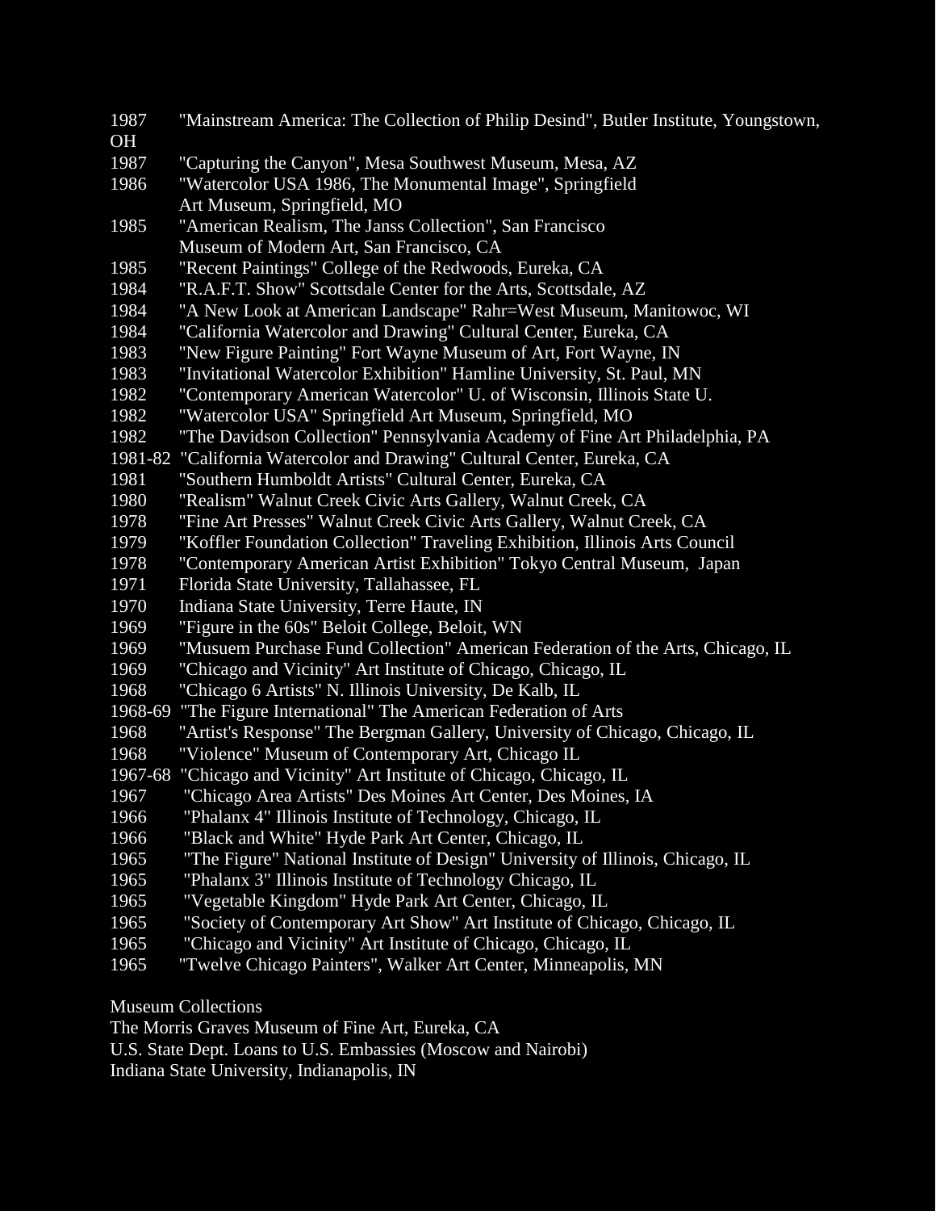1987 "Mainstream America: The Collection of Philip Desind", Butler Institute, Youngstown, OH

1987 "Capturing the Canyon", Mesa Southwest Museum, Mesa, AZ

1986 "Watercolor USA 1986, The Monumental Image", Springfield Art Museum, Springfield, MO

1985 "American Realism, The Janss Collection", San Francisco Museum of Modern Art, San Francisco, CA

1985 "Recent Paintings" College of the Redwoods, Eureka, CA

1984 "R.A.F.T. Show" Scottsdale Center for the Arts, Scottsdale, AZ

1984 "A New Look at American Landscape" Rahr=West Museum, Manitowoc, WI

1984 "California Watercolor and Drawing" Cultural Center, Eureka, CA

1983 "New Figure Painting" Fort Wayne Museum of Art, Fort Wayne, IN

1983 "Invitational Watercolor Exhibition" Hamline University, St. Paul, MN

1982 "Contemporary American Watercolor" U. of Wisconsin, Illinois State U.

1982 "Watercolor USA" Springfield Art Museum, Springfield, MO

1982 "The Davidson Collection" Pennsylvania Academy of Fine Art Philadelphia, PA

1981-82 "California Watercolor and Drawing" Cultural Center, Eureka, CA

1981 "Southern Humboldt Artists" Cultural Center, Eureka, CA

1980 "Realism" Walnut Creek Civic Arts Gallery, Walnut Creek, CA

1978 "Fine Art Presses" Walnut Creek Civic Arts Gallery, Walnut Creek, CA

1979 "Koffler Foundation Collection" Traveling Exhibition, Illinois Arts Council

1978 "Contemporary American Artist Exhibition" Tokyo Central Museum, Japan

1971 Florida State University, Tallahassee, FL

1970 Indiana State University, Terre Haute, IN

1969 "Figure in the 60s" Beloit College, Beloit, WN

1969 "Musuem Purchase Fund Collection" American Federation of the Arts, Chicago, IL

1969 "Chicago and Vicinity" Art Institute of Chicago, Chicago, IL

1968 "Chicago 6 Artists" N. Illinois University, De Kalb, IL

1968-69 "The Figure International" The American Federation of Arts

1968 "Artist's Response" The Bergman Gallery, University of Chicago, Chicago, IL

1968 "Violence" Museum of Contemporary Art, Chicago IL

1967-68 "Chicago and Vicinity" Art Institute of Chicago, Chicago, IL

1967 "Chicago Area Artists" Des Moines Art Center, Des Moines, IA

1966 "Phalanx 4" Illinois Institute of Technology, Chicago, IL

1966 "Black and White" Hyde Park Art Center, Chicago, IL

1965 "The Figure" National Institute of Design" University of Illinois, Chicago, IL

1965 "Phalanx 3" Illinois Institute of Technology Chicago, IL

1965 "Vegetable Kingdom" Hyde Park Art Center, Chicago, IL

1965 "Society of Contemporary Art Show" Art Institute of Chicago, Chicago, IL

1965 "Chicago and Vicinity" Art Institute of Chicago, Chicago, IL

1965 "Twelve Chicago Painters", Walker Art Center, Minneapolis, MN

Museum Collections

The Morris Graves Museum of Fine Art, Eureka, CA

U.S. State Dept. Loans to U.S. Embassies (Moscow and Nairobi)

Indiana State University, Indianapolis, IN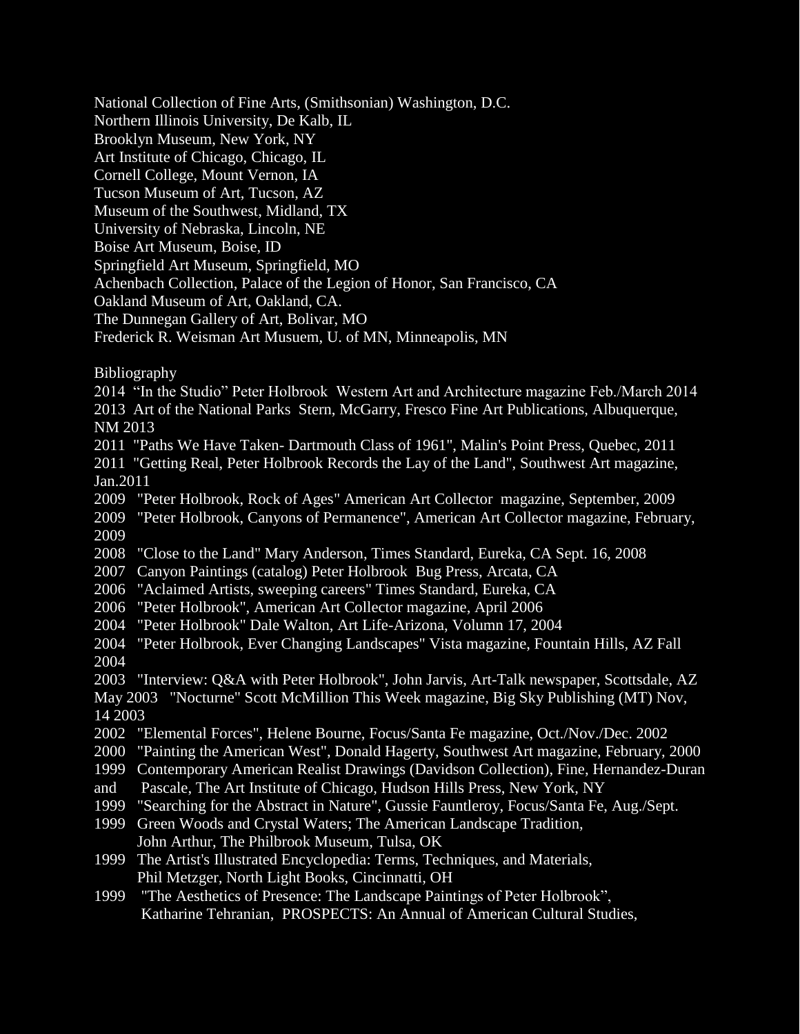National Collection of Fine Arts, (Smithsonian) Washington, D.C.
Northern Illinois University, De Kalb, IL
Brooklyn Museum, New York, NY
Art Institute of Chicago, Chicago, IL
Cornell College, Mount Vernon, IA
Tucson Museum of Art, Tucson, AZ
Museum of the Southwest, Midland, TX
University of Nebraska, Lincoln, NE
Boise Art Museum, Boise, ID
Springfield Art Museum, Springfield, MO
Achenbach Collection, Palace of the Legion of Honor, San Francisco, CA
Oakland Museum of Art, Oakland, CA.
The Dunnegan Gallery of Art, Bolivar, MO
Frederick R. Weisman Art Musuem, U. of MN, Minneapolis, MN

Bibliography

2014 "In the Studio" Peter Holbrook Western Art and Architecture magazine Feb./March 2014
2013 Art of the National Parks Stern, McGarry, Fresco Fine Art Publications, Albuquerque, NM 2013
2011 "Paths We Have Taken- Dartmouth Class of 1961", Malin's Point Press, Quebec, 2011
2011 "Getting Real, Peter Holbrook Records the Lay of the Land", Southwest Art magazine, Jan.2011
2009 "Peter Holbrook, Rock of Ages" American Art Collector magazine, September, 2009
2009 "Peter Holbrook, Canyons of Permanence", American Art Collector magazine, February, 2009
2008 "Close to the Land" Mary Anderson, Times Standard, Eureka, CA Sept. 16, 2008
2007 Canyon Paintings (catalog) Peter Holbrook Bug Press, Arcata, CA
2006 "Aclaimed Artists, sweeping careers" Times Standard, Eureka, CA
2006 "Peter Holbrook", American Art Collector magazine, April 2006
2004 "Peter Holbrook" Dale Walton, Art Life-Arizona, Volumn 17, 2004
2004 "Peter Holbrook, Ever Changing Landscapes" Vista magazine, Fountain Hills, AZ Fall 2004
2003 "Interview: Q&A with Peter Holbrook", John Jarvis, Art-Talk newspaper, Scottsdale, AZ May 2003 "Nocturne" Scott McMillion This Week magazine, Big Sky Publishing (MT) Nov, 14 2003
2002 "Elemental Forces", Helene Bourne, Focus/Santa Fe magazine, Oct./Nov./Dec. 2002
2000 "Painting the American West", Donald Hagerty, Southwest Art magazine, February, 2000
1999 Contemporary American Realist Drawings (Davidson Collection), Fine, Hernandez-Duran and Pascale, The Art Institute of Chicago, Hudson Hills Press, New York, NY
1999 "Searching for the Abstract in Nature", Gussie Fauntleroy, Focus/Santa Fe, Aug./Sept.
1999 Green Woods and Crystal Waters; The American Landscape Tradition, John Arthur, The Philbrook Museum, Tulsa, OK
1999 The Artist's Illustrated Encyclopedia: Terms, Techniques, and Materials, Phil Metzger, North Light Books, Cincinnatti, OH
1999 "The Aesthetics of Presence: The Landscape Paintings of Peter Holbrook", Katharine Tehranian, PROSPECTS: An Annual of American Cultural Studies,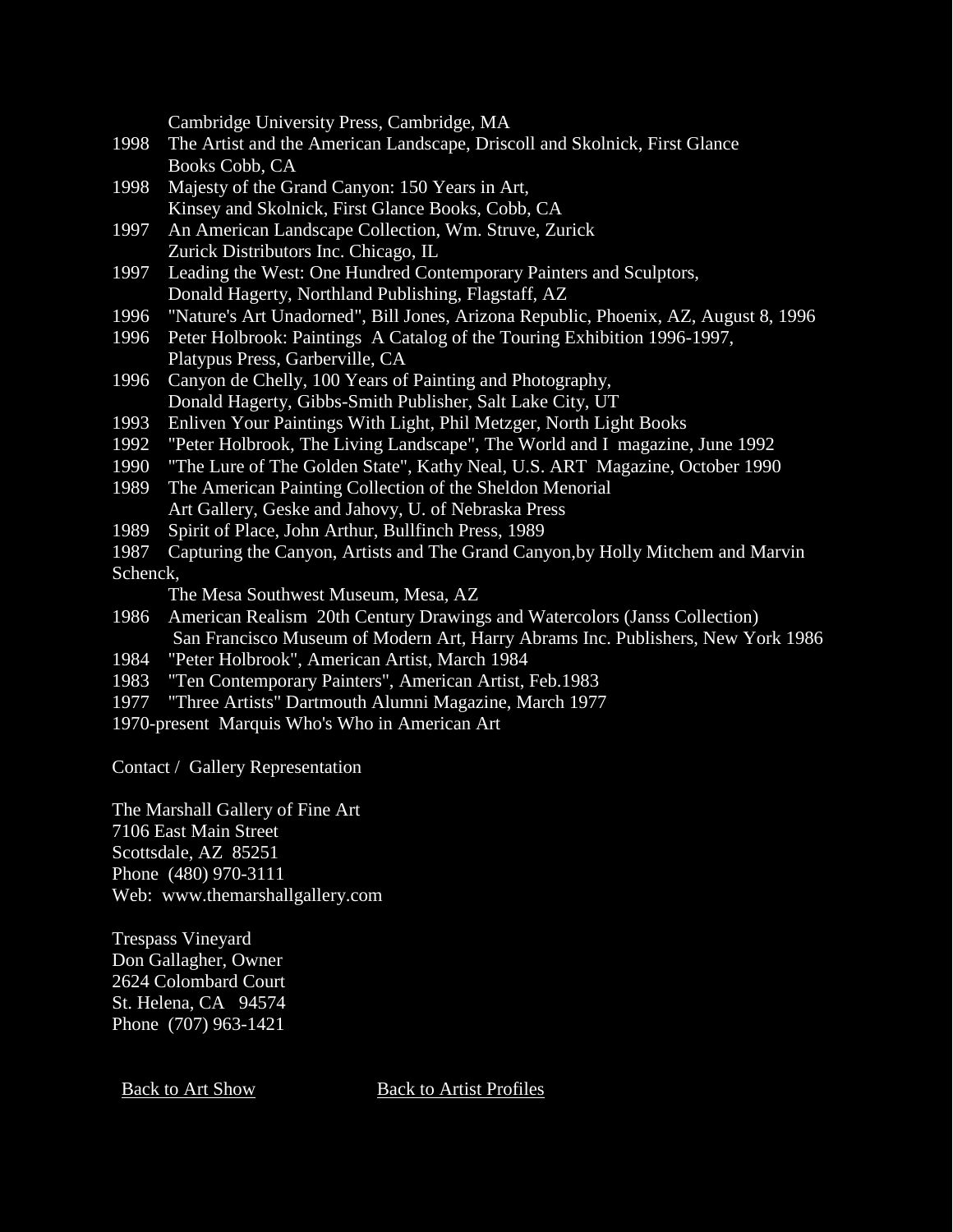Cambridge University Press, Cambridge, MA

1998 The Artist and the American Landscape, Driscoll and Skolnick, First Glance Books Cobb, CA

1998 Majesty of the Grand Canyon: 150 Years in Art, Kinsey and Skolnick, First Glance Books, Cobb, CA

1997 An American Landscape Collection, Wm. Struve, Zurick Zurick Distributors Inc. Chicago, IL

1997 Leading the West: One Hundred Contemporary Painters and Sculptors, Donald Hagerty, Northland Publishing, Flagstaff, AZ

1996 "Nature's Art Unadorned", Bill Jones, Arizona Republic, Phoenix, AZ, August 8, 1996

1996 Peter Holbrook: Paintings A Catalog of the Touring Exhibition 1996-1997, Platypus Press, Garberville, CA

1996 Canyon de Chelly, 100 Years of Painting and Photography, Donald Hagerty, Gibbs-Smith Publisher, Salt Lake City, UT

1993 Enliven Your Paintings With Light, Phil Metzger, North Light Books

1992 "Peter Holbrook, The Living Landscape", The World and I magazine, June 1992

1990 "The Lure of The Golden State", Kathy Neal, U.S. ART Magazine, October 1990

1989 The American Painting Collection of the Sheldon Menorial Art Gallery, Geske and Jahovy, U. of Nebraska Press

1989 Spirit of Place, John Arthur, Bullfinch Press, 1989

1987 Capturing the Canyon, Artists and The Grand Canyon,by Holly Mitchem and Marvin Schenck, The Mesa Southwest Museum, Mesa, AZ

1986 American Realism 20th Century Drawings and Watercolors (Janss Collection) San Francisco Museum of Modern Art, Harry Abrams Inc. Publishers, New York 1986

1984 "Peter Holbrook", American Artist, March 1984

1983 "Ten Contemporary Painters", American Artist, Feb.1983

1977 "Three Artists" Dartmouth Alumni Magazine, March 1977

1970-present Marquis Who's Who in American Art

Contact / Gallery Representation

The Marshall Gallery of Fine Art  
7106 East Main Street  
Scottsdale, AZ 85251  
Phone (480) 970-3111  
Web: www.themarshallgallery.com

Trespass Vineyard  
Don Gallagher, Owner  
2624 Colombard Court  
St. Helena, CA 94574  
Phone (707) 963-1421

Back to Art Show     Back to Artist Profiles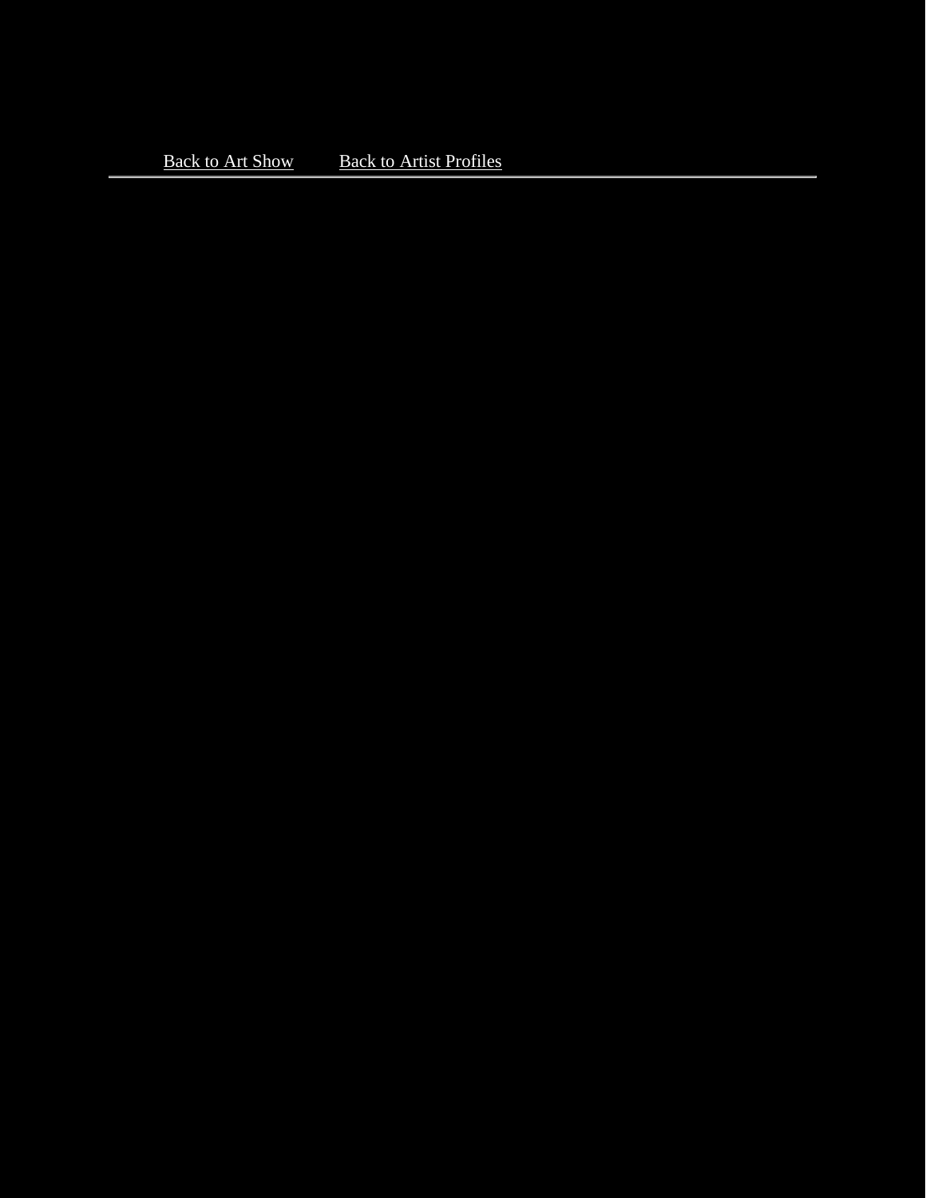Back to Art Show        Back to Artist Profiles

---